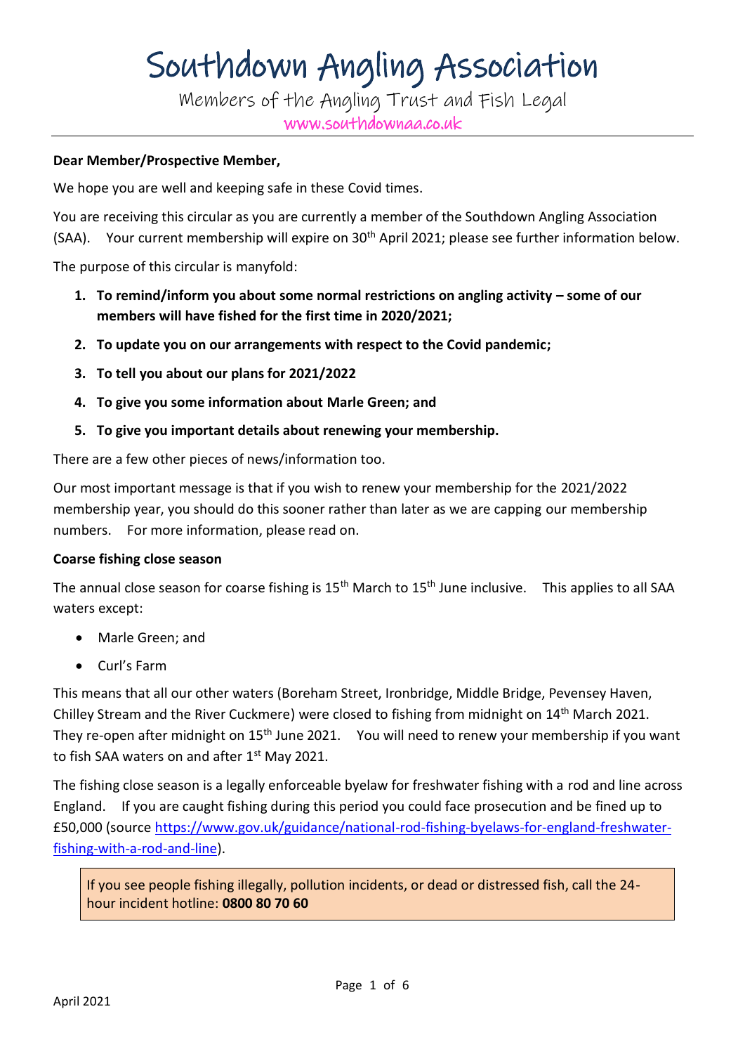# Southdown Angling Association

Members of the Angling Trust and Fish Legal

www.southdownaa.co.uk

**Dear Member/Prospective Member,**

We hope you are well and keeping safe in these Covid times.

You are receiving this circular as you are currently a member of the Southdown Angling Association (SAA). Your current membership will expire on 30th April 2021; please see further information below.

The purpose of this circular is manyfold:

1. **To remind/inform you about some normal restrictions on angling activity – some of our members will have fished for the first time in 2020/2021;**
2. **To update you on our arrangements with respect to the Covid pandemic;**
3. **To tell you about our plans for 2021/2022**
4. **To give you some information about Marle Green; and**
5. **To give you important details about renewing your membership.**

There are a few other pieces of news/information too.

Our most important message is that if you wish to renew your membership for the 2021/2022 membership year, you should do this sooner rather than later as we are capping our membership numbers. For more information, please read on.

**Coarse fishing close season**

The annual close season for coarse fishing is 15th March to 15th June inclusive. This applies to all SAA waters except:

- Marle Green; and
- Curl's Farm

This means that all our other waters (Boreham Street, Ironbridge, Middle Bridge, Pevensey Haven, Chilley Stream and the River Cuckmere) were closed to fishing from midnight on 14th March 2021. They re-open after midnight on 15th June 2021. You will need to renew your membership if you want to fish SAA waters on and after 1st May 2021.

The fishing close season is a legally enforceable byelaw for freshwater fishing with a rod and line across England. If you are caught fishing during this period you could face prosecution and be fined up to £50,000 (source https://www.gov.uk/guidance/national-rod-fishing-byelaws-for-england-freshwater-fishing-with-a-rod-and-line).

> If you see people fishing illegally, pollution incidents, or dead or distressed fish, call the 24-hour incident hotline: **0800 80 70 60**

April 2021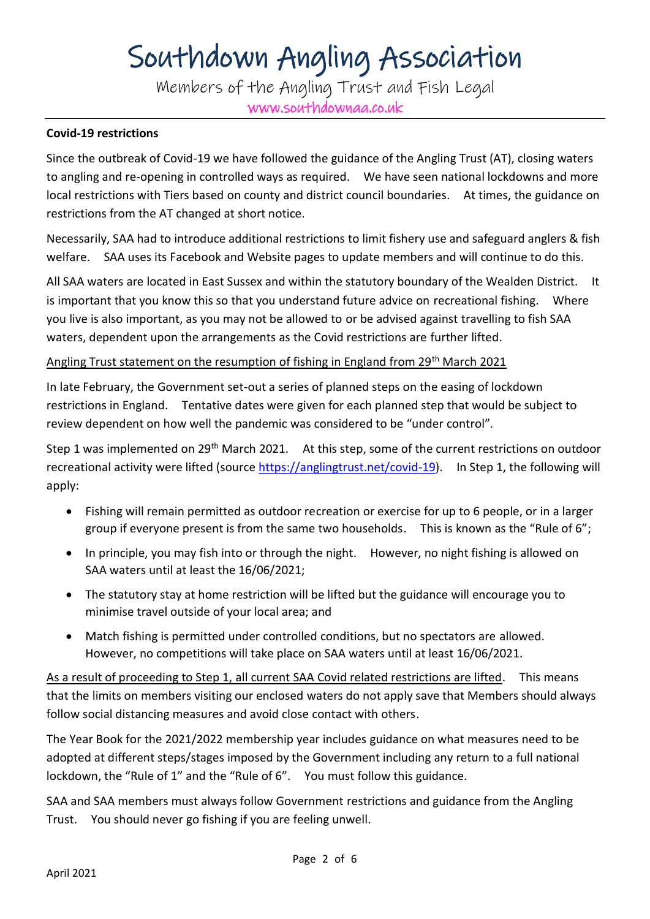# Southdown Angling Association

Members of the Angling Trust and Fish Legal

www.southdownaa.co.uk

**Covid-19 restrictions**

Since the outbreak of Covid-19 we have followed the guidance of the Angling Trust (AT), closing waters to angling and re-opening in controlled ways as required. We have seen national lockdowns and more local restrictions with Tiers based on county and district council boundaries. At times, the guidance on restrictions from the AT changed at short notice.

Necessarily, SAA had to introduce additional restrictions to limit fishery use and safeguard anglers & fish welfare. SAA uses its Facebook and Website pages to update members and will continue to do this.

All SAA waters are located in East Sussex and within the statutory boundary of the Wealden District. It is important that you know this so that you understand future advice on recreational fishing. Where you live is also important, as you may not be allowed to or be advised against travelling to fish SAA waters, dependent upon the arrangements as the Covid restrictions are further lifted.

<u>Angling Trust statement on the resumption of fishing in England from 29th March 2021</u>

In late February, the Government set-out a series of planned steps on the easing of lockdown restrictions in England. Tentative dates were given for each planned step that would be subject to review dependent on how well the pandemic was considered to be "under control".

Step 1 was implemented on 29th March 2021. At this step, some of the current restrictions on outdoor recreational activity were lifted (source https://anglingtrust.net/covid-19). In Step 1, the following will apply:

- Fishing will remain permitted as outdoor recreation or exercise for up to 6 people, or in a larger group if everyone present is from the same two households. This is known as the "Rule of 6";
- In principle, you may fish into or through the night. However, no night fishing is allowed on SAA waters until at least the 16/06/2021;
- The statutory stay at home restriction will be lifted but the guidance will encourage you to minimise travel outside of your local area; and
- Match fishing is permitted under controlled conditions, but no spectators are allowed. However, no competitions will take place on SAA waters until at least 16/06/2021.

<u>As a result of proceeding to Step 1, all current SAA Covid related restrictions are lifted</u>. This means that the limits on members visiting our enclosed waters do not apply save that Members should always follow social distancing measures and avoid close contact with others.

The Year Book for the 2021/2022 membership year includes guidance on what measures need to be adopted at different steps/stages imposed by the Government including any return to a full national lockdown, the "Rule of 1" and the "Rule of 6". You must follow this guidance.

SAA and SAA members must always follow Government restrictions and guidance from the Angling Trust. You should never go fishing if you are feeling unwell.

April 2021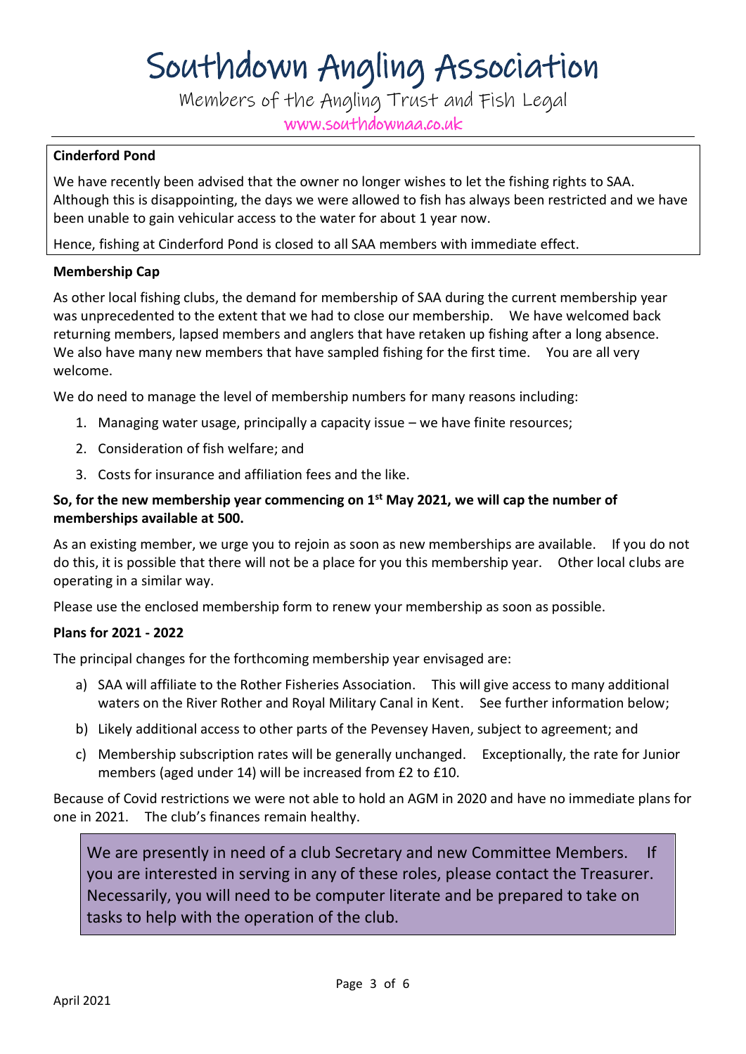# Southdown Angling Association

Members of the Angling Trust and Fish Legal

www.southdownaa.co.uk

**Cinderford Pond**

We have recently been advised that the owner no longer wishes to let the fishing rights to SAA. Although this is disappointing, the days we were allowed to fish has always been restricted and we have been unable to gain vehicular access to the water for about 1 year now.

Hence, fishing at Cinderford Pond is closed to all SAA members with immediate effect.

**Membership Cap**

As other local fishing clubs, the demand for membership of SAA during the current membership year was unprecedented to the extent that we had to close our membership. We have welcomed back returning members, lapsed members and anglers that have retaken up fishing after a long absence. We also have many new members that have sampled fishing for the first time. You are all very welcome.

We do need to manage the level of membership numbers for many reasons including:

1. Managing water usage, principally a capacity issue – we have finite resources;
2. Consideration of fish welfare; and
3. Costs for insurance and affiliation fees and the like.

**So, for the new membership year commencing on 1st May 2021, we will cap the number of memberships available at 500.**

As an existing member, we urge you to rejoin as soon as new memberships are available. If you do not do this, it is possible that there will not be a place for you this membership year. Other local clubs are operating in a similar way.

Please use the enclosed membership form to renew your membership as soon as possible.

**Plans for 2021 - 2022**

The principal changes for the forthcoming membership year envisaged are:

a) SAA will affiliate to the Rother Fisheries Association. This will give access to many additional waters on the River Rother and Royal Military Canal in Kent. See further information below;
b) Likely additional access to other parts of the Pevensey Haven, subject to agreement; and
c) Membership subscription rates will be generally unchanged. Exceptionally, the rate for Junior members (aged under 14) will be increased from £2 to £10.

Because of Covid restrictions we were not able to hold an AGM in 2020 and have no immediate plans for one in 2021. The club's finances remain healthy.

We are presently in need of a club Secretary and new Committee Members. If you are interested in serving in any of these roles, please contact the Treasurer. Necessarily, you will need to be computer literate and be prepared to take on tasks to help with the operation of the club.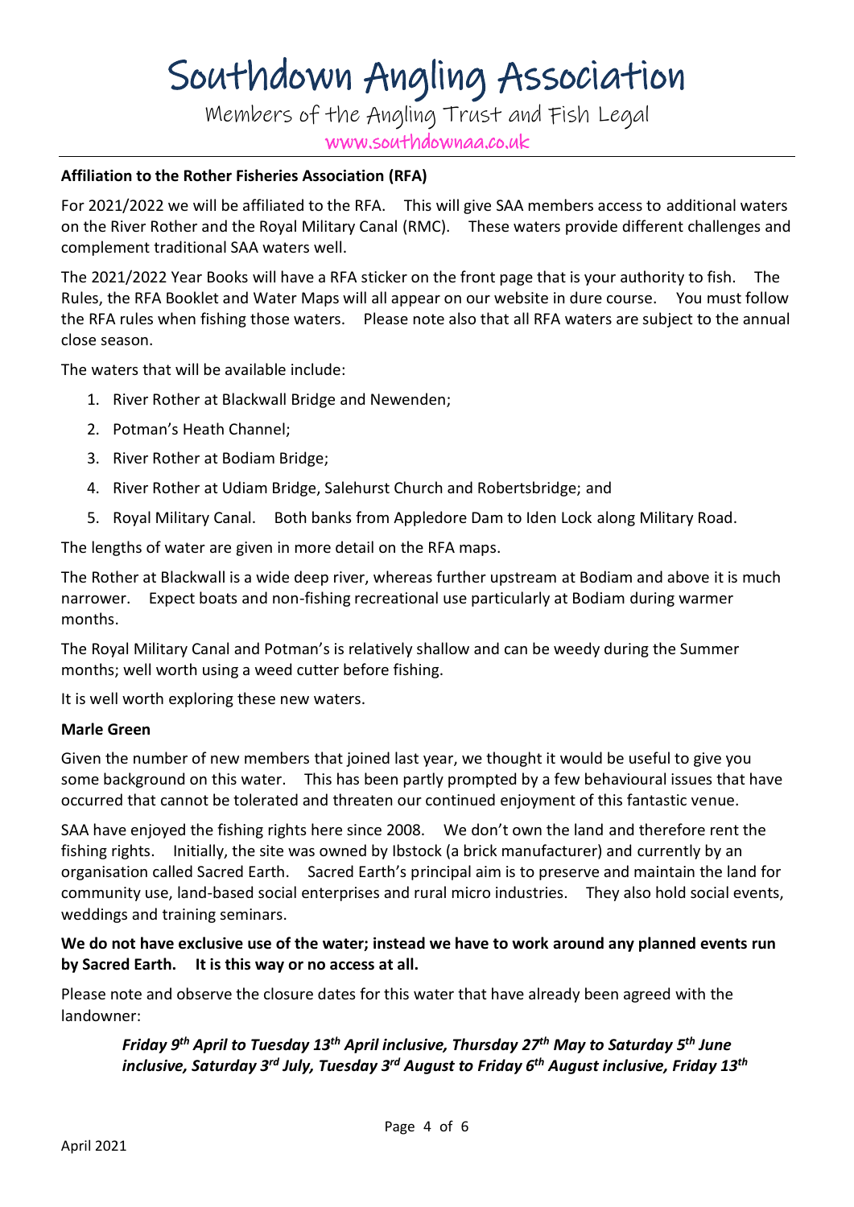# Southdown Angling Association

Members of the Angling Trust and Fish Legal

www.southdownaa.co.uk

**Affiliation to the Rother Fisheries Association (RFA)**

For 2021/2022 we will be affiliated to the RFA. This will give SAA members access to additional waters on the River Rother and the Royal Military Canal (RMC). These waters provide different challenges and complement traditional SAA waters well.

The 2021/2022 Year Books will have a RFA sticker on the front page that is your authority to fish. The Rules, the RFA Booklet and Water Maps will all appear on our website in dure course. You must follow the RFA rules when fishing those waters. Please note also that all RFA waters are subject to the annual close season.

The waters that will be available include:

1. River Rother at Blackwall Bridge and Newenden;
2. Potman's Heath Channel;
3. River Rother at Bodiam Bridge;
4. River Rother at Udiam Bridge, Salehurst Church and Robertsbridge; and
5. Royal Military Canal. Both banks from Appledore Dam to Iden Lock along Military Road.

The lengths of water are given in more detail on the RFA maps.

The Rother at Blackwall is a wide deep river, whereas further upstream at Bodiam and above it is much narrower. Expect boats and non-fishing recreational use particularly at Bodiam during warmer months.

The Royal Military Canal and Potman's is relatively shallow and can be weedy during the Summer months; well worth using a weed cutter before fishing.

It is well worth exploring these new waters.

**Marle Green**

Given the number of new members that joined last year, we thought it would be useful to give you some background on this water. This has been partly prompted by a few behavioural issues that have occurred that cannot be tolerated and threaten our continued enjoyment of this fantastic venue.

SAA have enjoyed the fishing rights here since 2008. We don't own the land and therefore rent the fishing rights. Initially, the site was owned by Ibstock (a brick manufacturer) and currently by an organisation called Sacred Earth. Sacred Earth's principal aim is to preserve and maintain the land for community use, land-based social enterprises and rural micro industries. They also hold social events, weddings and training seminars.

**We do not have exclusive use of the water; instead we have to work around any planned events run by Sacred Earth. It is this way or no access at all.**

Please note and observe the closure dates for this water that have already been agreed with the landowner:

> ***Friday 9th April to Tuesday 13th April inclusive, Thursday 27th May to Saturday 5th June inclusive, Saturday 3rd July, Tuesday 3rd August to Friday 6th August inclusive, Friday 13th***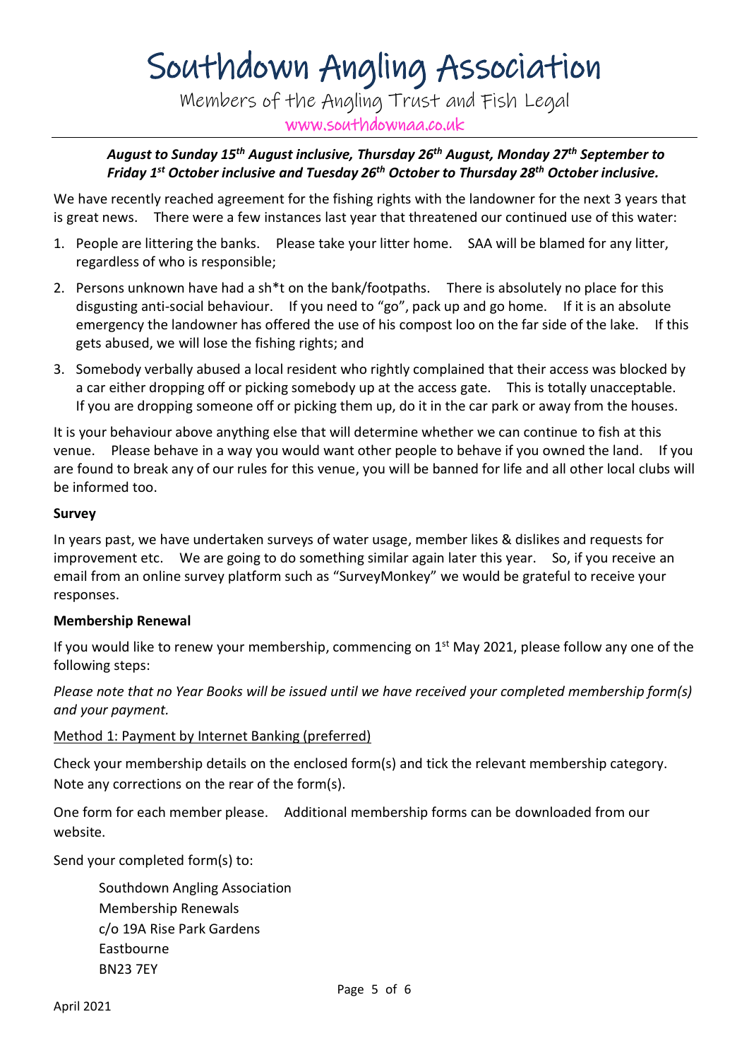# Southdown Angling Association

Members of the Angling Trust and Fish Legal

www.southdownaa.co.uk

***August to Sunday 15th August inclusive, Thursday 26th August, Monday 27th September to Friday 1st October inclusive and Tuesday 26th October to Thursday 28th October inclusive.***

We have recently reached agreement for the fishing rights with the landowner for the next 3 years that is great news. There were a few instances last year that threatened our continued use of this water:

1. People are littering the banks. Please take your litter home. SAA will be blamed for any litter, regardless of who is responsible;
2. Persons unknown have had a sh*t on the bank/footpaths. There is absolutely no place for this disgusting anti-social behaviour. If you need to "go", pack up and go home. If it is an absolute emergency the landowner has offered the use of his compost loo on the far side of the lake. If this gets abused, we will lose the fishing rights; and
3. Somebody verbally abused a local resident who rightly complained that their access was blocked by a car either dropping off or picking somebody up at the access gate. This is totally unacceptable. If you are dropping someone off or picking them up, do it in the car park or away from the houses.

It is your behaviour above anything else that will determine whether we can continue to fish at this venue. Please behave in a way you would want other people to behave if you owned the land. If you are found to break any of our rules for this venue, you will be banned for life and all other local clubs will be informed too.

**Survey**

In years past, we have undertaken surveys of water usage, member likes & dislikes and requests for improvement etc. We are going to do something similar again later this year. So, if you receive an email from an online survey platform such as "SurveyMonkey" we would be grateful to receive your responses.

**Membership Renewal**

If you would like to renew your membership, commencing on 1st May 2021, please follow any one of the following steps:

*Please note that no Year Books will be issued until we have received your completed membership form(s) and your payment.*

<u>Method 1: Payment by Internet Banking (preferred)</u>

Check your membership details on the enclosed form(s) and tick the relevant membership category. Note any corrections on the rear of the form(s).

One form for each member please. Additional membership forms can be downloaded from our website.

Send your completed form(s) to:

Southdown Angling Association  
Membership Renewals  
c/o 19A Rise Park Gardens  
Eastbourne  
BN23 7EY

April 2021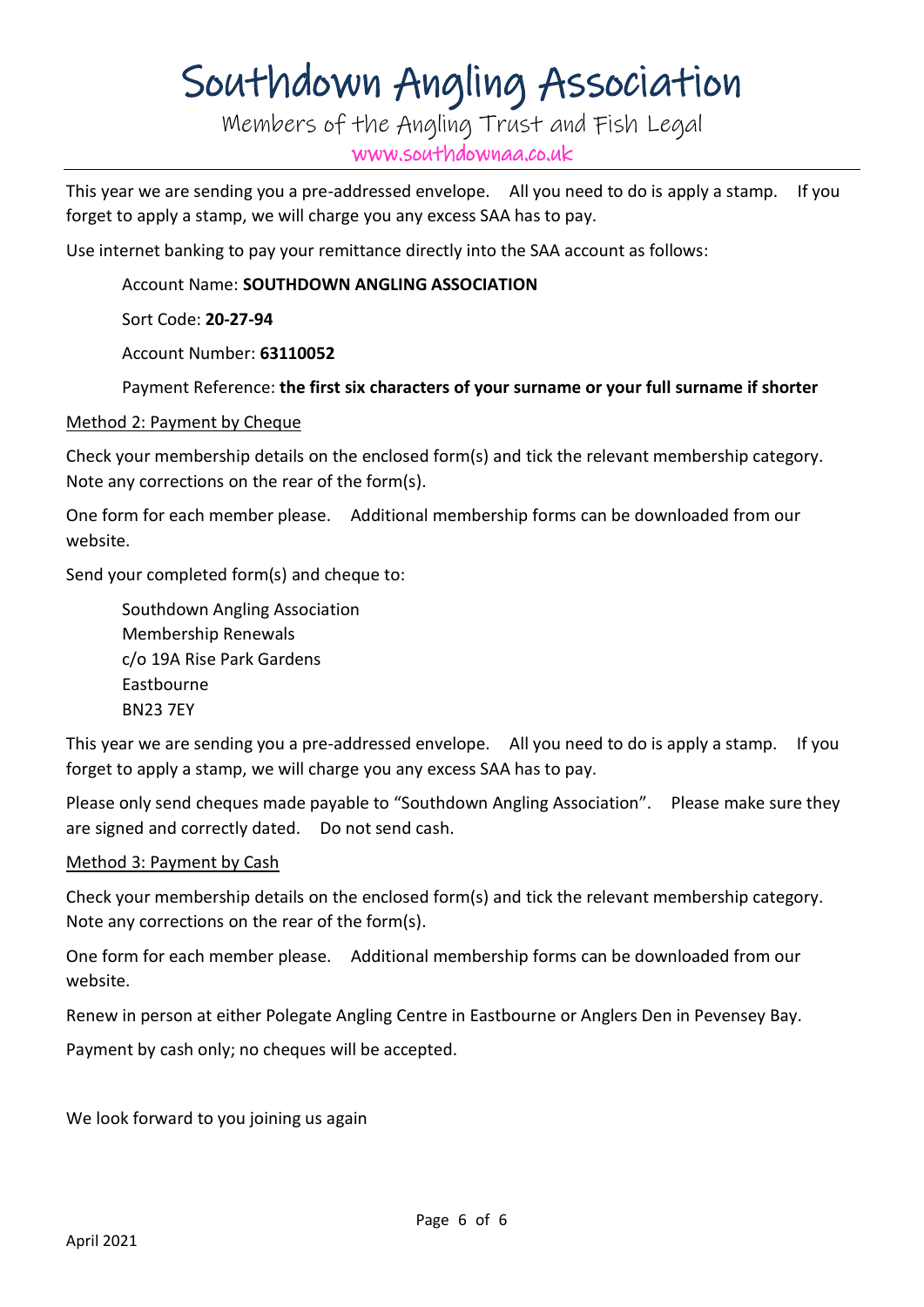# Southdown Angling Association

Members of the Angling Trust and Fish Legal

www.southdownaa.co.uk

---

This year we are sending you a pre-addressed envelope. All you need to do is apply a stamp. If you forget to apply a stamp, we will charge you any excess SAA has to pay.

Use internet banking to pay your remittance directly into the SAA account as follows:

Account Name: **SOUTHDOWN ANGLING ASSOCIATION**

Sort Code: **20-27-94**

Account Number: **63110052**

Payment Reference: **the first six characters of your surname or your full surname if shorter**

<u>Method 2: Payment by Cheque</u>

Check your membership details on the enclosed form(s) and tick the relevant membership category. Note any corrections on the rear of the form(s).

One form for each member please. Additional membership forms can be downloaded from our website.

Send your completed form(s) and cheque to:

Southdown Angling Association
Membership Renewals
c/o 19A Rise Park Gardens
Eastbourne
BN23 7EY

This year we are sending you a pre-addressed envelope. All you need to do is apply a stamp. If you forget to apply a stamp, we will charge you any excess SAA has to pay.

Please only send cheques made payable to "Southdown Angling Association". Please make sure they are signed and correctly dated. Do not send cash.

<u>Method 3: Payment by Cash</u>

Check your membership details on the enclosed form(s) and tick the relevant membership category. Note any corrections on the rear of the form(s).

One form for each member please. Additional membership forms can be downloaded from our website.

Renew in person at either Polegate Angling Centre in Eastbourne or Anglers Den in Pevensey Bay.

Payment by cash only; no cheques will be accepted.

We look forward to you joining us again

April 2021